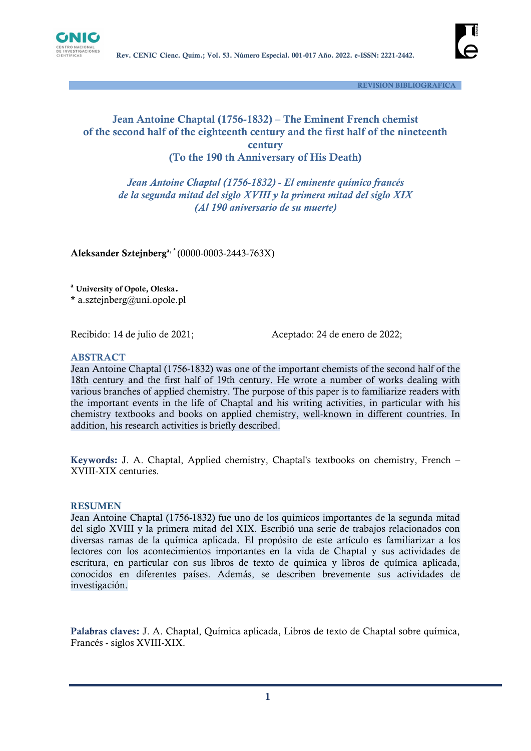REVISION BIBLIOGRAFICA

# Jean Antoine Chaptal (1756-1832) – The Eminent French chemist of the second half of the eighteenth century and the first half of the nineteenth century (To the 190 th Anniversary of His Death)

## *Jean Antoine Chaptal (1756-1832) - El eminente químico francés de la segunda mitad del siglo XVIII y la primera mitad del siglo XIX (Al 190 aniversario de su muerte)*

**Aleksander Sztejnberg**[a, *] (0000-0003-2443-763X)

[a] **University of Opole, Oleska.**

\* a.sztejnberg@uni.opole.pl

Recibido: 14 de julio de 2021; Aceptado: 24 de enero de 2022;

### ABSTRACT

Jean Antoine Chaptal (1756-1832) was one of the important chemists of the second half of the 18th century and the first half of 19th century. He wrote a number of works dealing with various branches of applied chemistry. The purpose of this paper is to familiarize readers with the important events in the life of Chaptal and his writing activities, in particular with his chemistry textbooks and books on applied chemistry, well-known in different countries. In addition, his research activities is briefly described.

**Keywords:** J. A. Chaptal, Applied chemistry, Chaptal's textbooks on chemistry, French – XVIII-XIX centuries.

### RESUMEN

Jean Antoine Chaptal (1756-1832) fue uno de los químicos importantes de la segunda mitad del siglo XVIII y la primera mitad del XIX. Escribió una serie de trabajos relacionados con diversas ramas de la química aplicada. El propósito de este artículo es familiarizar a los lectores con los acontecimientos importantes en la vida de Chaptal y sus actividades de escritura, en particular con sus libros de texto de química y libros de química aplicada, conocidos en diferentes países. Además, se describen brevemente sus actividades de investigación.

**Palabras claves:** J. A. Chaptal, Química aplicada, Libros de texto de Chaptal sobre química, Francés - siglos XVIII-XIX.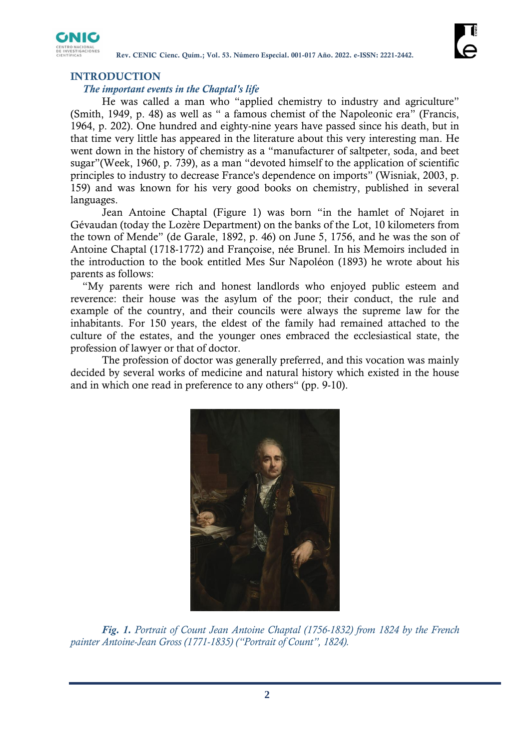## INTRODUCTION

### *The important events in the Chaptal's life*

He was called a man who "applied chemistry to industry and agriculture" (Smith, 1949, p. 48) as well as " a famous chemist of the Napoleonic era" (Francis, 1964, p. 202). One hundred and eighty-nine years have passed since his death, but in that time very little has appeared in the literature about this very interesting man. He went down in the history of chemistry as a "manufacturer of saltpeter, soda, and beet sugar"(Week, 1960, p. 739), as a man "devoted himself to the application of scientific principles to industry to decrease France's dependence on imports" (Wisniak, 2003, p. 159) and was known for his very good books on chemistry, published in several languages.

Jean Antoine Chaptal (Figure 1) was born "in the hamlet of Nojaret in Gévaudan (today the Lozère Department) on the banks of the Lot, 10 kilometers from the town of Mende" (de Garale, 1892, p. 46) on June 5, 1756, and he was the son of Antoine Chaptal (1718-1772) and Françoise, née Brunel. In his Memoirs included in the introduction to the book entitled Mes Sur Napoléon (1893) he wrote about his parents as follows:

"My parents were rich and honest landlords who enjoyed public esteem and reverence: their house was the asylum of the poor; their conduct, the rule and example of the country, and their councils were always the supreme law for the inhabitants. For 150 years, the eldest of the family had remained attached to the culture of the estates, and the younger ones embraced the ecclesiastical state, the profession of lawyer or that of doctor.

The profession of doctor was generally preferred, and this vocation was mainly decided by several works of medicine and natural history which existed in the house and in which one read in preference to any others" (pp. 9-10).

***Fig. 1.*** *Portrait of Count Jean Antoine Chaptal (1756-1832) from 1824 by the French painter Antoine-Jean Gross (1771-1835) ("Portrait of Count", 1824).*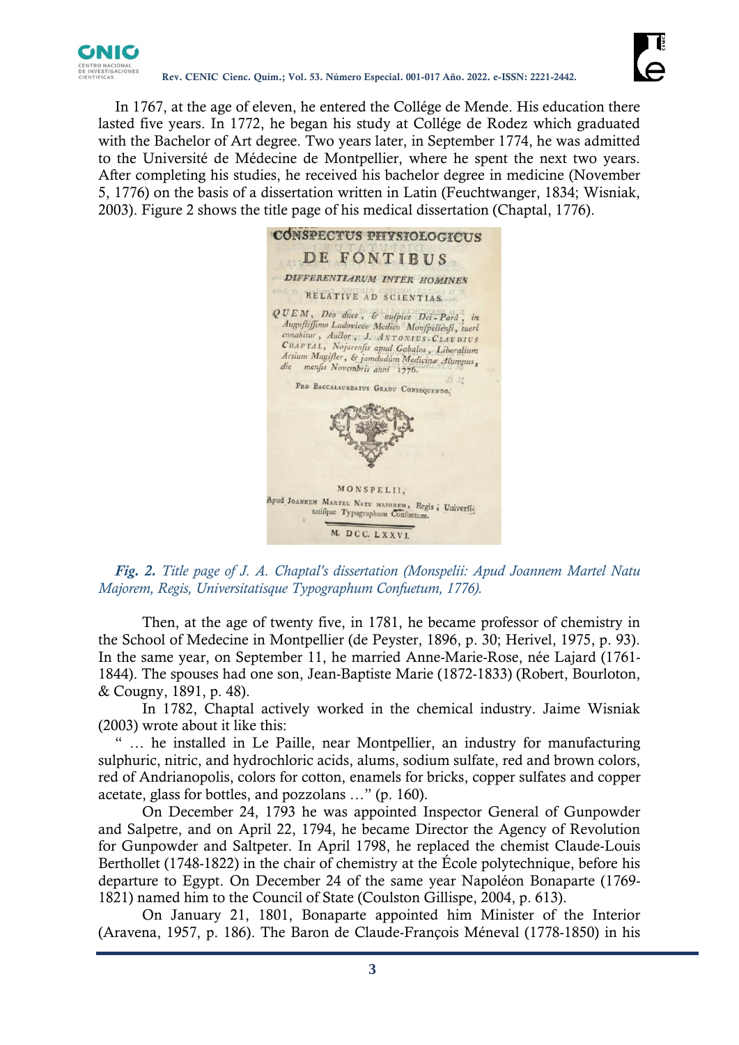In 1767, at the age of eleven, he entered the Collége de Mende. His education there lasted five years. In 1772, he began his study at Collége de Rodez which graduated with the Bachelor of Art degree. Two years later, in September 1774, he was admitted to the Université de Médecine de Montpellier, where he spent the next two years. After completing his studies, he received his bachelor degree in medicine (November 5, 1776) on the basis of a dissertation written in Latin (Feuchtwanger, 1834; Wisniak, 2003). Figure 2 shows the title page of his medical dissertation (Chaptal, 1776).

*Fig. 2. Title page of J. A. Chaptal's dissertation (Monspelii: Apud Joannem Martel Natu Majorem, Regis, Universitatisque Typographum Confuetum, 1776).*

Then, at the age of twenty five, in 1781, he became professor of chemistry in the School of Medecine in Montpellier (de Peyster, 1896, p. 30; Herivel, 1975, p. 93). In the same year, on September 11, he married Anne-Marie-Rose, née Lajard (1761-1844). The spouses had one son, Jean-Baptiste Marie (1872-1833) (Robert, Bourloton, & Cougny, 1891, p. 48).

In 1782, Chaptal actively worked in the chemical industry. Jaime Wisniak (2003) wrote about it like this:

" … he installed in Le Paille, near Montpellier, an industry for manufacturing sulphuric, nitric, and hydrochloric acids, alums, sodium sulfate, red and brown colors, red of Andrianopolis, colors for cotton, enamels for bricks, copper sulfates and copper acetate, glass for bottles, and pozzolans …" (p. 160).

On December 24, 1793 he was appointed Inspector General of Gunpowder and Salpetre, and on April 22, 1794, he became Director the Agency of Revolution for Gunpowder and Saltpeter. In April 1798, he replaced the chemist Claude-Louis Berthollet (1748-1822) in the chair of chemistry at the École polytechnique, before his departure to Egypt. On December 24 of the same year Napoléon Bonaparte (1769-1821) named him to the Council of State (Coulston Gillispe, 2004, p. 613).

On January 21, 1801, Bonaparte appointed him Minister of the Interior (Aravena, 1957, p. 186). The Baron de Claude-François Méneval (1778-1850) in his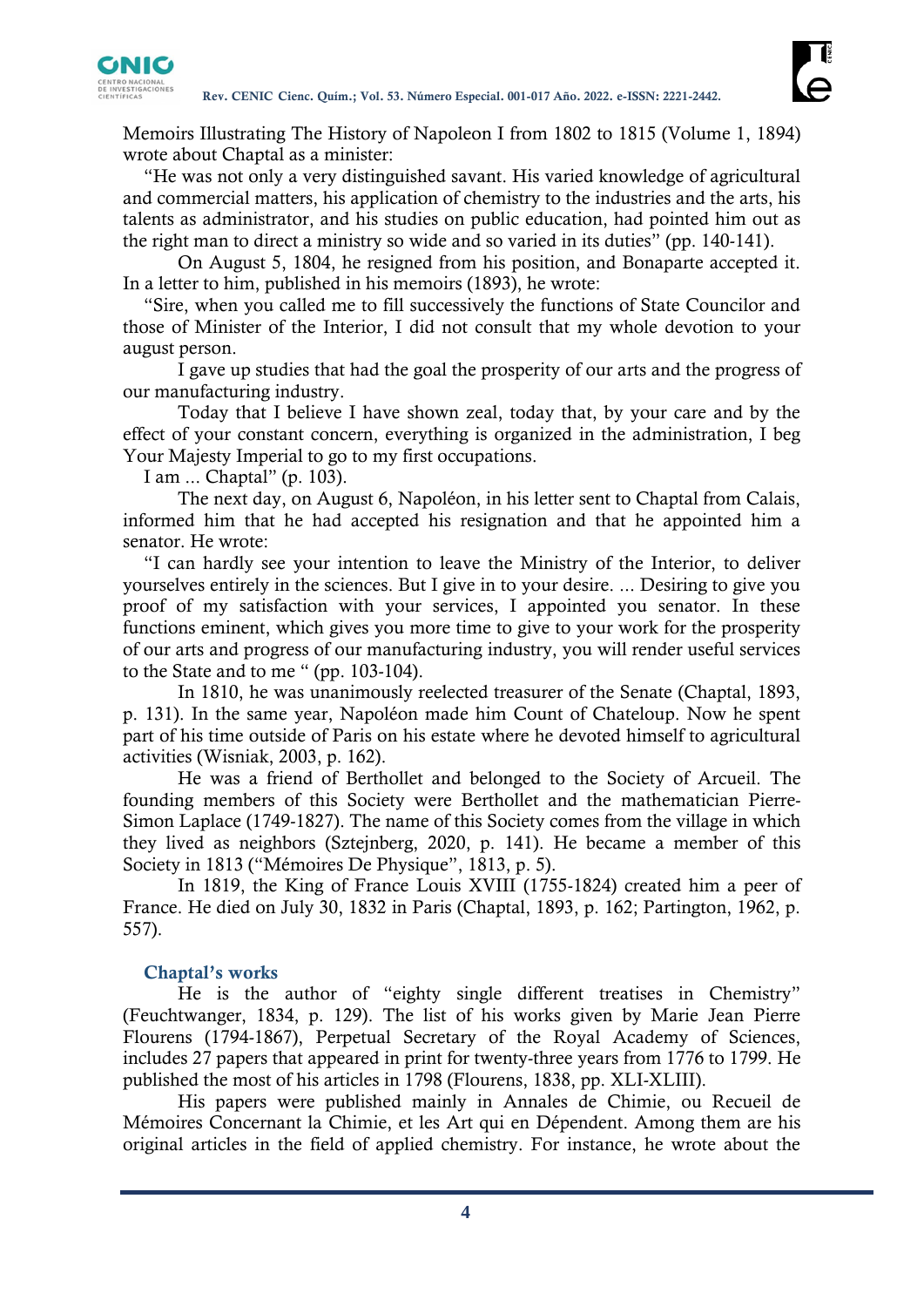Memoirs Illustrating The History of Napoleon I from 1802 to 1815 (Volume 1, 1894) wrote about Chaptal as a minister:

"He was not only a very distinguished savant. His varied knowledge of agricultural and commercial matters, his application of chemistry to the industries and the arts, his talents as administrator, and his studies on public education, had pointed him out as the right man to direct a ministry so wide and so varied in its duties" (pp. 140-141).

On August 5, 1804, he resigned from his position, and Bonaparte accepted it. In a letter to him, published in his memoirs (1893), he wrote:

"Sire, when you called me to fill successively the functions of State Councilor and those of Minister of the Interior, I did not consult that my whole devotion to your august person.

I gave up studies that had the goal the prosperity of our arts and the progress of our manufacturing industry.

Today that I believe I have shown zeal, today that, by your care and by the effect of your constant concern, everything is organized in the administration, I beg Your Majesty Imperial to go to my first occupations.

I am ... Chaptal" (p. 103).

The next day, on August 6, Napoléon, in his letter sent to Chaptal from Calais, informed him that he had accepted his resignation and that he appointed him a senator. He wrote:

"I can hardly see your intention to leave the Ministry of the Interior, to deliver yourselves entirely in the sciences. But I give in to your desire. ... Desiring to give you proof of my satisfaction with your services, I appointed you senator. In these functions eminent, which gives you more time to give to your work for the prosperity of our arts and progress of our manufacturing industry, you will render useful services to the State and to me " (pp. 103-104).

In 1810, he was unanimously reelected treasurer of the Senate (Chaptal, 1893, p. 131). In the same year, Napoléon made him Count of Chateloup. Now he spent part of his time outside of Paris on his estate where he devoted himself to agricultural activities (Wisniak, 2003, p. 162).

He was a friend of Berthollet and belonged to the Society of Arcueil. The founding members of this Society were Berthollet and the mathematician Pierre-Simon Laplace (1749-1827). The name of this Society comes from the village in which they lived as neighbors (Sztejnberg, 2020, p. 141). He became a member of this Society in 1813 ("Mémoires De Physique", 1813, p. 5).

In 1819, the King of France Louis XVIII (1755-1824) created him a peer of France. He died on July 30, 1832 in Paris (Chaptal, 1893, p. 162; Partington, 1962, p. 557).

## Chaptal's works

He is the author of "eighty single different treatises in Chemistry" (Feuchtwanger, 1834, p. 129). The list of his works given by Marie Jean Pierre Flourens (1794-1867), Perpetual Secretary of the Royal Academy of Sciences, includes 27 papers that appeared in print for twenty-three years from 1776 to 1799. He published the most of his articles in 1798 (Flourens, 1838, pp. XLI-XLIII).

His papers were published mainly in Annales de Chimie, ou Recueil de Mémoires Concernant la Chimie, et les Art qui en Dépendent. Among them are his original articles in the field of applied chemistry. For instance, he wrote about the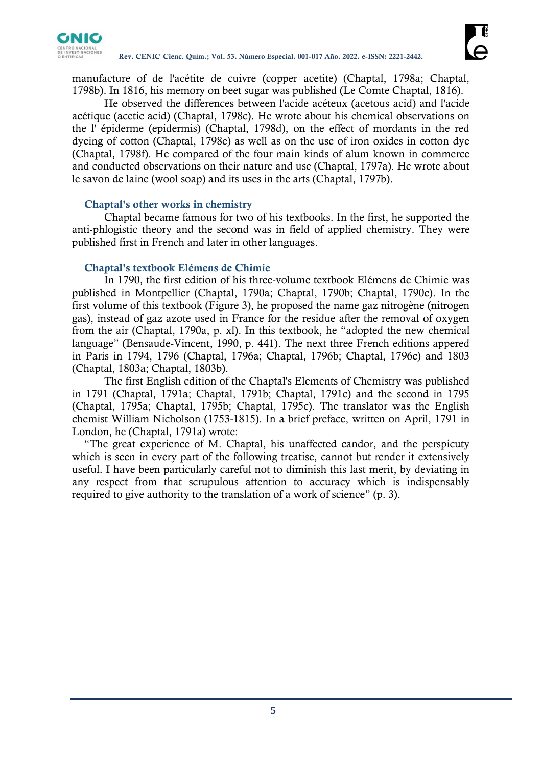manufacture of de l'acétite de cuivre (copper acetite) (Chaptal, 1798a; Chaptal, 1798b). In 1816, his memory on beet sugar was published (Le Comte Chaptal, 1816).

He observed the differences between l'acide acéteux (acetous acid) and l'acide acétique (acetic acid) (Chaptal, 1798c). He wrote about his chemical observations on the l' épiderme (epidermis) (Chaptal, 1798d), on the effect of mordants in the red dyeing of cotton (Chaptal, 1798e) as well as on the use of iron oxides in cotton dye (Chaptal, 1798f). He compared of the four main kinds of alum known in commerce and conducted observations on their nature and use (Chaptal, 1797a). He wrote about le savon de laine (wool soap) and its uses in the arts (Chaptal, 1797b).

## Chaptal's other works in chemistry

Chaptal became famous for two of his textbooks. In the first, he supported the anti-phlogistic theory and the second was in field of applied chemistry. They were published first in French and later in other languages.

## Chaptal's textbook Elémens de Chimie

In 1790, the first edition of his three-volume textbook Elémens de Chimie was published in Montpellier (Chaptal, 1790a; Chaptal, 1790b; Chaptal, 1790c). In the first volume of this textbook (Figure 3), he proposed the name gaz nitrogène (nitrogen gas), instead of gaz azote used in France for the residue after the removal of oxygen from the air (Chaptal, 1790a, p. xl). In this textbook, he "adopted the new chemical language" (Bensaude-Vincent, 1990, p. 441). The next three French editions appered in Paris in 1794, 1796 (Chaptal, 1796a; Chaptal, 1796b; Chaptal, 1796c) and 1803 (Chaptal, 1803a; Chaptal, 1803b).

The first English edition of the Chaptal's Elements of Chemistry was published in 1791 (Chaptal, 1791a; Chaptal, 1791b; Chaptal, 1791c) and the second in 1795 (Chaptal, 1795a; Chaptal, 1795b; Chaptal, 1795c). The translator was the English chemist William Nicholson (1753-1815). In a brief preface, written on April, 1791 in London, he (Chaptal, 1791a) wrote:

"The great experience of M. Chaptal, his unaffected candor, and the perspicuty which is seen in every part of the following treatise, cannot but render it extensively useful. I have been particularly careful not to diminish this last merit, by deviating in any respect from that scrupulous attention to accuracy which is indispensably required to give authority to the translation of a work of science" (p. 3).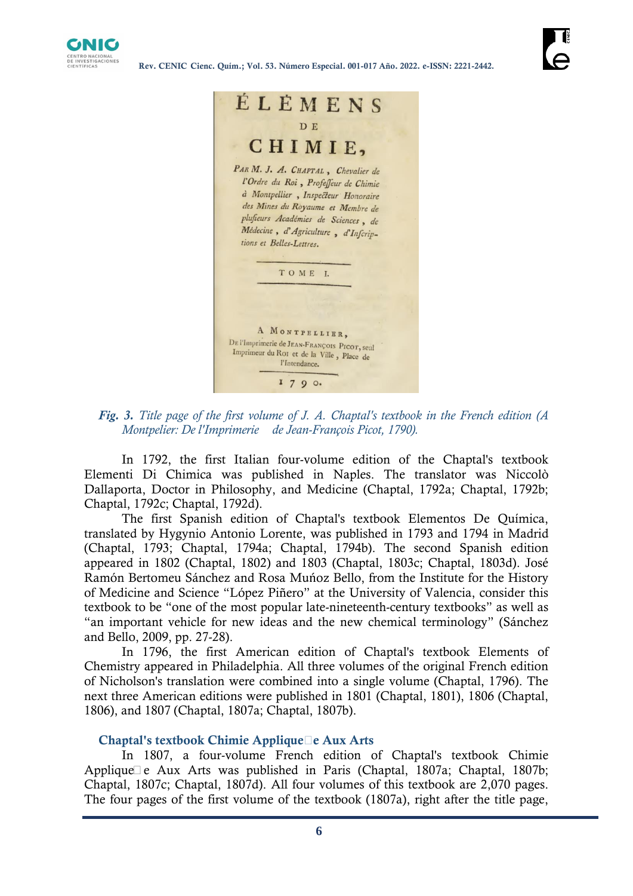*Fig. 3. Title page of the first volume of J. A. Chaptal's textbook in the French edition (A Montpelier: De l'Imprimerie de Jean-François Picot, 1790).*

In 1792, the first Italian four-volume edition of the Chaptal's textbook Elementi Di Chimica was published in Naples. The translator was Niccolò Dallaporta, Doctor in Philosophy, and Medicine (Chaptal, 1792a; Chaptal, 1792b; Chaptal, 1792c; Chaptal, 1792d).

The first Spanish edition of Chaptal's textbook Elementos De Química, translated by Hygynio Antonio Lorente, was published in 1793 and 1794 in Madrid (Chaptal, 1793; Chaptal, 1794a; Chaptal, 1794b). The second Spanish edition appeared in 1802 (Chaptal, 1802) and 1803 (Chaptal, 1803c; Chaptal, 1803d). José Ramón Bertomeu Sánchez and Rosa Muńoz Bello, from the Institute for the History of Medicine and Science "López Piñero" at the University of Valencia, consider this textbook to be "one of the most popular late-nineteenth-century textbooks" as well as "an important vehicle for new ideas and the new chemical terminology" (Sánchez and Bello, 2009, pp. 27-28).

In 1796, the first American edition of Chaptal's textbook Elements of Chemistry appeared in Philadelphia. All three volumes of the original French edition of Nicholson's translation were combined into a single volume (Chaptal, 1796). The next three American editions were published in 1801 (Chaptal, 1801), 1806 (Chaptal, 1806), and 1807 (Chaptal, 1807a; Chaptal, 1807b).

### Chaptal's textbook Chimie Applique e Aux Arts

In 1807, a four-volume French edition of Chaptal's textbook Chimie Applique e Aux Arts was published in Paris (Chaptal, 1807a; Chaptal, 1807b; Chaptal, 1807c; Chaptal, 1807d). All four volumes of this textbook are 2,070 pages. The four pages of the first volume of the textbook (1807a), right after the title page,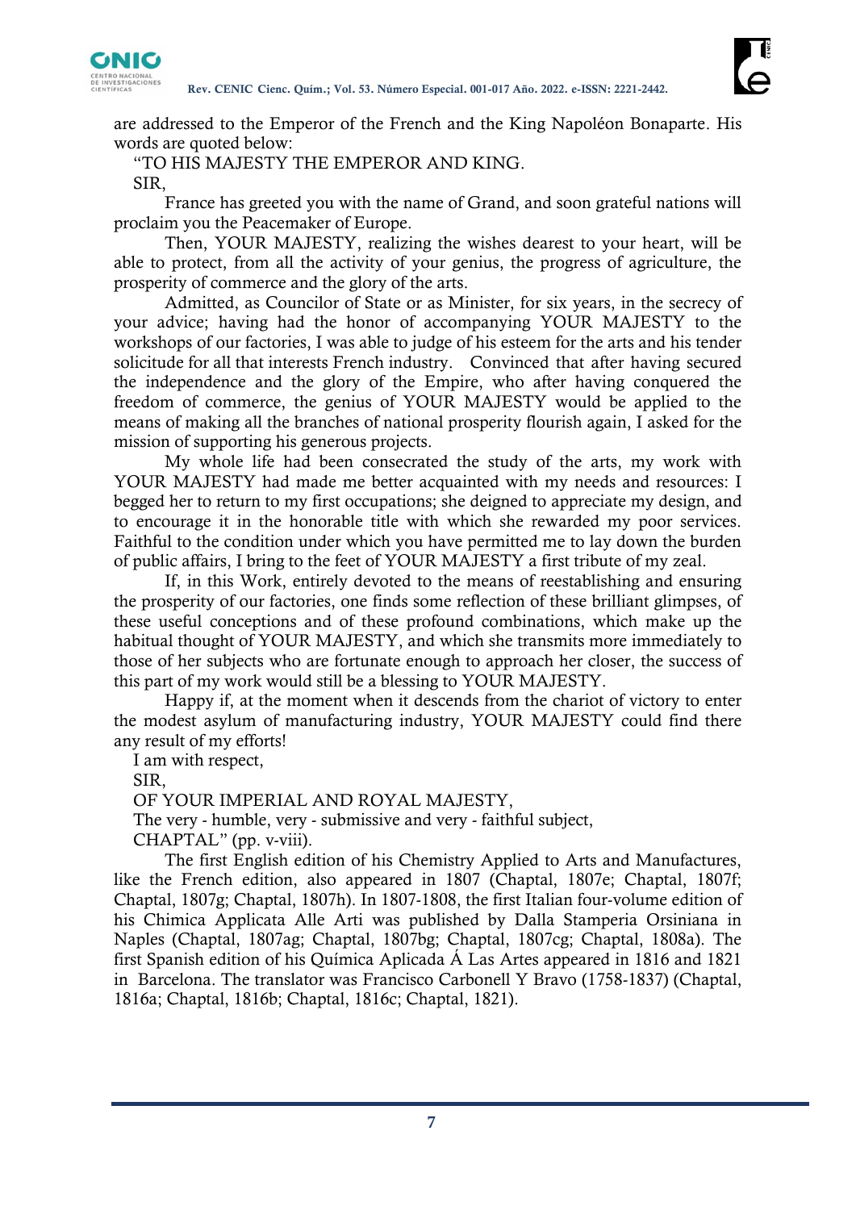are addressed to the Emperor of the French and the King Napoléon Bonaparte. His words are quoted below:

"TO HIS MAJESTY THE EMPEROR AND KING.

SIR,

France has greeted you with the name of Grand, and soon grateful nations will proclaim you the Peacemaker of Europe.

Then, YOUR MAJESTY, realizing the wishes dearest to your heart, will be able to protect, from all the activity of your genius, the progress of agriculture, the prosperity of commerce and the glory of the arts.

Admitted, as Councilor of State or as Minister, for six years, in the secrecy of your advice; having had the honor of accompanying YOUR MAJESTY to the workshops of our factories, I was able to judge of his esteem for the arts and his tender solicitude for all that interests French industry. Convinced that after having secured the independence and the glory of the Empire, who after having conquered the freedom of commerce, the genius of YOUR MAJESTY would be applied to the means of making all the branches of national prosperity flourish again, I asked for the mission of supporting his generous projects.

My whole life had been consecrated the study of the arts, my work with YOUR MAJESTY had made me better acquainted with my needs and resources: I begged her to return to my first occupations; she deigned to appreciate my design, and to encourage it in the honorable title with which she rewarded my poor services. Faithful to the condition under which you have permitted me to lay down the burden of public affairs, I bring to the feet of YOUR MAJESTY a first tribute of my zeal.

If, in this Work, entirely devoted to the means of reestablishing and ensuring the prosperity of our factories, one finds some reflection of these brilliant glimpses, of these useful conceptions and of these profound combinations, which make up the habitual thought of YOUR MAJESTY, and which she transmits more immediately to those of her subjects who are fortunate enough to approach her closer, the success of this part of my work would still be a blessing to YOUR MAJESTY.

Happy if, at the moment when it descends from the chariot of victory to enter the modest asylum of manufacturing industry, YOUR MAJESTY could find there any result of my efforts!

I am with respect,

SIR,

OF YOUR IMPERIAL AND ROYAL MAJESTY,

The very - humble, very - submissive and very - faithful subject,

CHAPTAL" (pp. v-viii).

The first English edition of his Chemistry Applied to Arts and Manufactures, like the French edition, also appeared in 1807 (Chaptal, 1807e; Chaptal, 1807f; Chaptal, 1807g; Chaptal, 1807h). In 1807-1808, the first Italian four-volume edition of his Chimica Applicata Alle Arti was published by Dalla Stamperia Orsiniana in Naples (Chaptal, 1807ag; Chaptal, 1807bg; Chaptal, 1807cg; Chaptal, 1808a). The first Spanish edition of his Química Aplicada Á Las Artes appeared in 1816 and 1821 in Barcelona. The translator was Francisco Carbonell Y Bravo (1758-1837) (Chaptal, 1816a; Chaptal, 1816b; Chaptal, 1816c; Chaptal, 1821).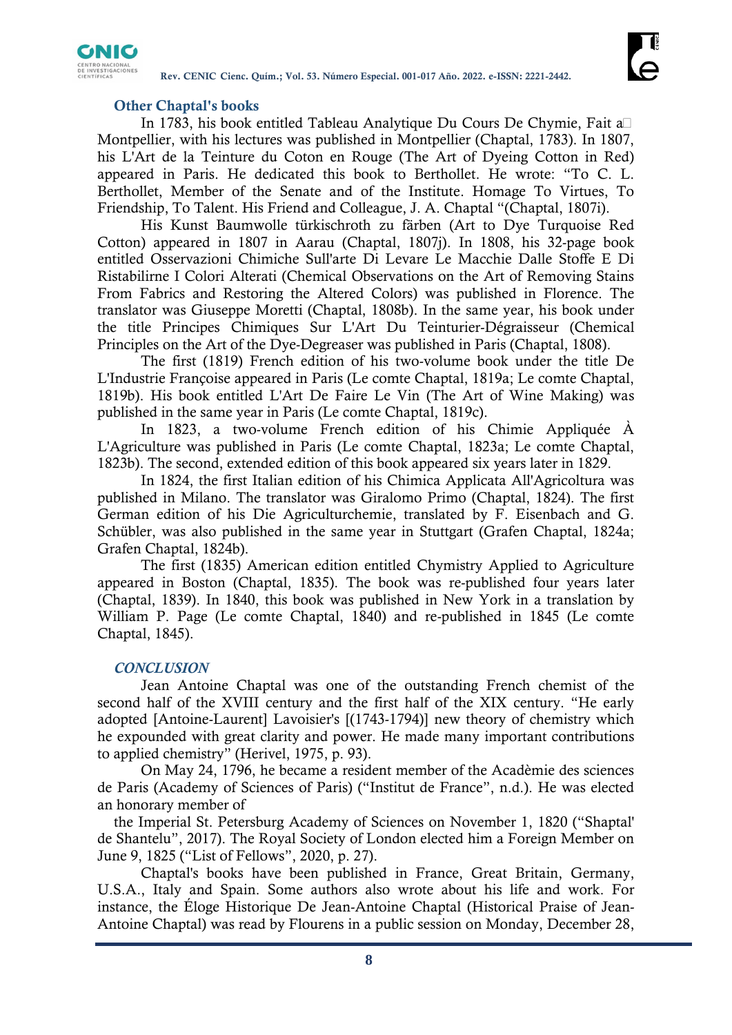## Other Chaptal's books

In 1783, his book entitled Tableau Analytique Du Cours De Chymie, Fait a Montpellier, with his lectures was published in Montpellier (Chaptal, 1783). In 1807, his L'Art de la Teinture du Coton en Rouge (The Art of Dyeing Cotton in Red) appeared in Paris. He dedicated this book to Berthollet. He wrote: "To C. L. Berthollet, Member of the Senate and of the Institute. Homage To Virtues, To Friendship, To Talent. His Friend and Colleague, J. A. Chaptal "(Chaptal, 1807i).

His Kunst Baumwolle türkischroth zu färben (Art to Dye Turquoise Red Cotton) appeared in 1807 in Aarau (Chaptal, 1807j). In 1808, his 32-page book entitled Osservazioni Chimiche Sull'arte Di Levare Le Macchie Dalle Stoffe E Di Ristabilirne I Colori Alterati (Chemical Observations on the Art of Removing Stains From Fabrics and Restoring the Altered Colors) was published in Florence. The translator was Giuseppe Moretti (Chaptal, 1808b). In the same year, his book under the title Principes Chimiques Sur L'Art Du Teinturier-Dégraisseur (Chemical Principles on the Art of the Dye-Degreaser was published in Paris (Chaptal, 1808).

The first (1819) French edition of his two-volume book under the title De L'Industrie Françoise appeared in Paris (Le comte Chaptal, 1819a; Le comte Chaptal, 1819b). His book entitled L'Art De Faire Le Vin (The Art of Wine Making) was published in the same year in Paris (Le comte Chaptal, 1819c).

In 1823, a two-volume French edition of his Chimie Appliquée À L'Agriculture was published in Paris (Le comte Chaptal, 1823a; Le comte Chaptal, 1823b). The second, extended edition of this book appeared six years later in 1829.

In 1824, the first Italian edition of his Chimica Applicata All'Agricoltura was published in Milano. The translator was Giralomo Primo (Chaptal, 1824). The first German edition of his Die Agriculturchemie, translated by F. Eisenbach and G. Schübler, was also published in the same year in Stuttgart (Grafen Chaptal, 1824a; Grafen Chaptal, 1824b).

The first (1835) American edition entitled Chymistry Applied to Agriculture appeared in Boston (Chaptal, 1835). The book was re-published four years later (Chaptal, 1839). In 1840, this book was published in New York in a translation by William P. Page (Le comte Chaptal, 1840) and re-published in 1845 (Le comte Chaptal, 1845).

## *CONCLUSION*

Jean Antoine Chaptal was one of the outstanding French chemist of the second half of the XVIII century and the first half of the XIX century. "He early adopted [Antoine-Laurent] Lavoisier's [(1743-1794)] new theory of chemistry which he expounded with great clarity and power. He made many important contributions to applied chemistry" (Herivel, 1975, p. 93).

On May 24, 1796, he became a resident member of the Acadèmie des sciences de Paris (Academy of Sciences of Paris) ("Institut de France", n.d.). He was elected an honorary member of the Imperial St. Petersburg Academy of Sciences on November 1, 1820 ("Shaptal' de Shantelu", 2017). The Royal Society of London elected him a Foreign Member on June 9, 1825 ("List of Fellows", 2020, p. 27).

Chaptal's books have been published in France, Great Britain, Germany, U.S.A., Italy and Spain. Some authors also wrote about his life and work. For instance, the Éloge Historique De Jean-Antoine Chaptal (Historical Praise of Jean-Antoine Chaptal) was read by Flourens in a public session on Monday, December 28,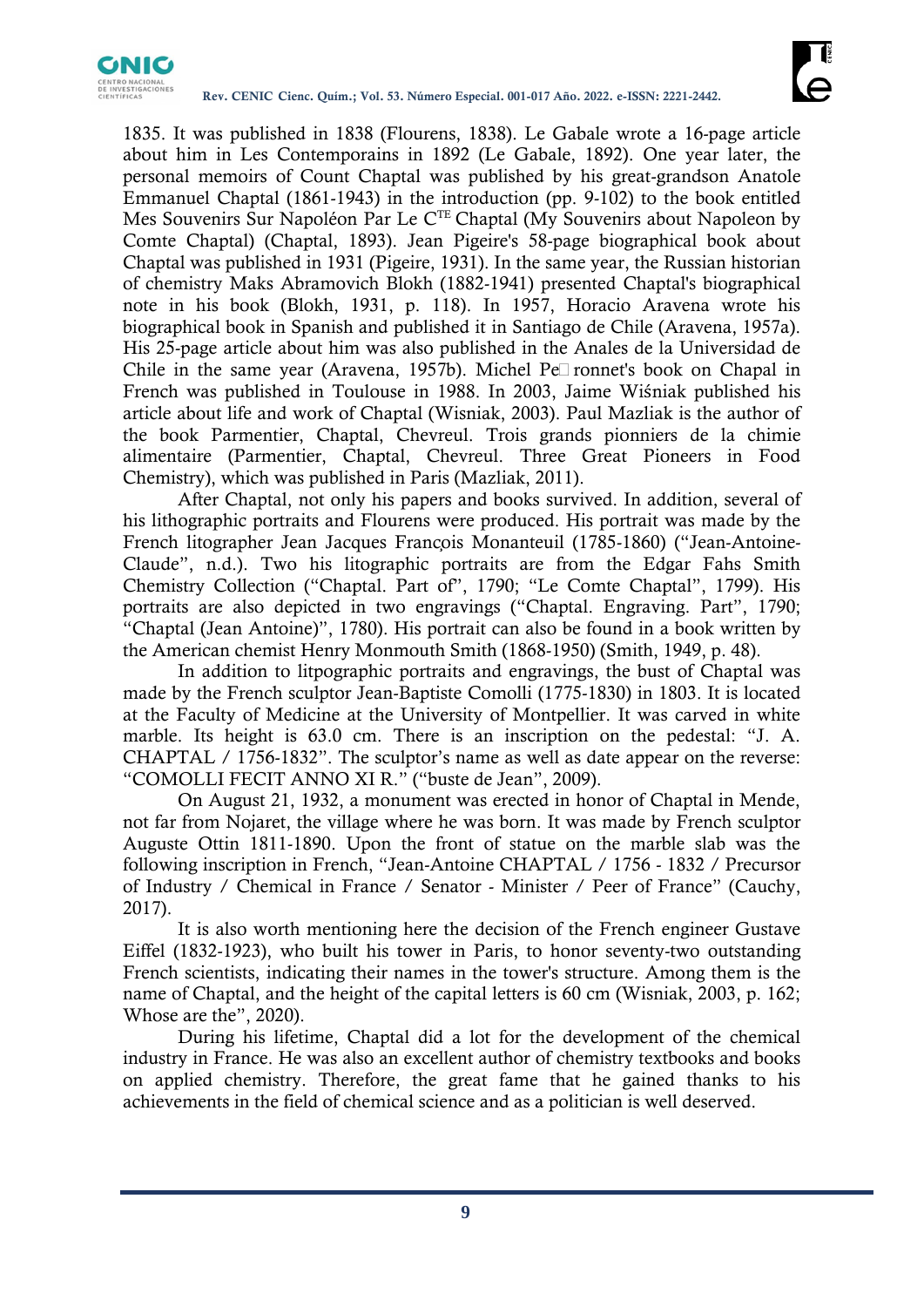1835. It was published in 1838 (Flourens, 1838). Le Gabale wrote a 16-page article about him in Les Contemporains in 1892 (Le Gabale, 1892). One year later, the personal memoirs of Count Chaptal was published by his great-grandson Anatole Emmanuel Chaptal (1861-1943) in the introduction (pp. 9-102) to the book entitled Mes Souvenirs Sur Napoléon Par Le C$^{TE}$ Chaptal (My Souvenirs about Napoleon by Comte Chaptal) (Chaptal, 1893). Jean Pigeire's 58-page biographical book about Chaptal was published in 1931 (Pigeire, 1931). In the same year, the Russian historian of chemistry Maks Abramovich Blokh (1882-1941) presented Chaptal's biographical note in his book (Blokh, 1931, p. 118). In 1957, Horacio Aravena wrote his biographical book in Spanish and published it in Santiago de Chile (Aravena, 1957a). His 25-page article about him was also published in the Anales de la Universidad de Chile in the same year (Aravena, 1957b). Michel Pe□ronnet's book on Chapal in French was published in Toulouse in 1988. In 2003, Jaime Wiśniak published his article about life and work of Chaptal (Wisniak, 2003). Paul Mazliak is the author of the book Parmentier, Chaptal, Chevreul. Trois grands pionniers de la chimie alimentaire (Parmentier, Chaptal, Chevreul. Three Great Pioneers in Food Chemistry), which was published in Paris (Mazliak, 2011).

After Chaptal, not only his papers and books survived. In addition, several of his lithographic portraits and Flourens were produced. His portrait was made by the French litographer Jean Jacques François Monanteuil (1785-1860) ("Jean-Antoine-Claude", n.d.). Two his litographic portraits are from the Edgar Fahs Smith Chemistry Collection ("Chaptal. Part of", 1790; "Le Comte Chaptal", 1799). His portraits are also depicted in two engravings ("Chaptal. Engraving. Part", 1790; "Chaptal (Jean Antoine)", 1780). His portrait can also be found in a book written by the American chemist Henry Monmouth Smith (1868-1950) (Smith, 1949, p. 48).

In addition to litpographic portraits and engravings, the bust of Chaptal was made by the French sculptor Jean-Baptiste Comolli (1775-1830) in 1803. It is located at the Faculty of Medicine at the University of Montpellier. It was carved in white marble. Its height is 63.0 cm. There is an inscription on the pedestal: "J. A. CHAPTAL / 1756-1832". The sculptor's name as well as date appear on the reverse: "COMOLLI FECIT ANNO XI R." ("buste de Jean", 2009).

On August 21, 1932, a monument was erected in honor of Chaptal in Mende, not far from Nojaret, the village where he was born. It was made by French sculptor Auguste Ottin 1811-1890. Upon the front of statue on the marble slab was the following inscription in French, "Jean-Antoine CHAPTAL / 1756 - 1832 / Precursor of Industry / Chemical in France / Senator - Minister / Peer of France" (Cauchy, 2017).

It is also worth mentioning here the decision of the French engineer Gustave Eiffel (1832-1923), who built his tower in Paris, to honor seventy-two outstanding French scientists, indicating their names in the tower's structure. Among them is the name of Chaptal, and the height of the capital letters is 60 cm (Wisniak, 2003, p. 162; Whose are the", 2020).

During his lifetime, Chaptal did a lot for the development of the chemical industry in France. He was also an excellent author of chemistry textbooks and books on applied chemistry. Therefore, the great fame that he gained thanks to his achievements in the field of chemical science and as a politician is well deserved.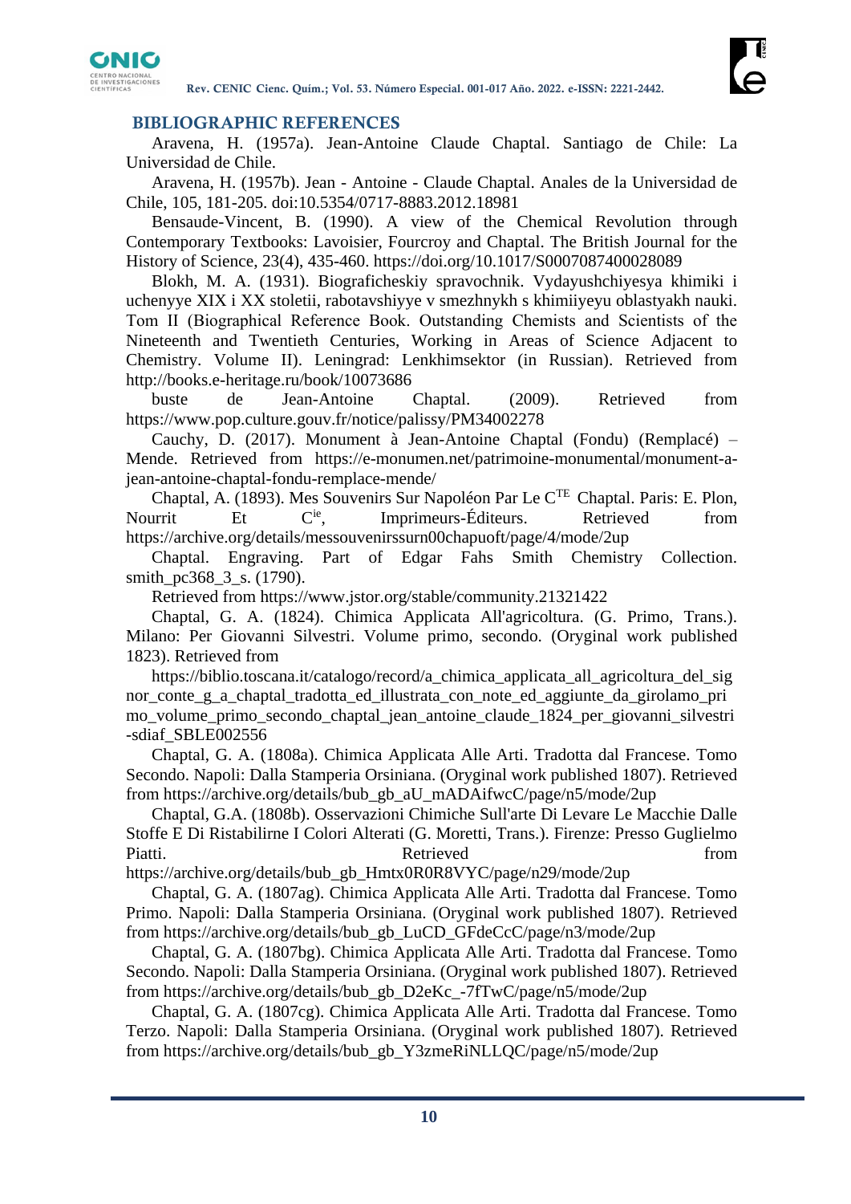## BIBLIOGRAPHIC REFERENCES

Aravena, H. (1957a). Jean-Antoine Claude Chaptal. Santiago de Chile: La Universidad de Chile.

Aravena, H. (1957b). Jean - Antoine - Claude Chaptal. Anales de la Universidad de Chile, 105, 181-205. doi:10.5354/0717-8883.2012.18981

Bensaude-Vincent, B. (1990). A view of the Chemical Revolution through Contemporary Textbooks: Lavoisier, Fourcroy and Chaptal. The British Journal for the History of Science, 23(4), 435-460. https://doi.org/10.1017/S0007087400028089

Blokh, M. A. (1931). Biograficheskiy spravochnik. Vydayushchiyesya khimiki i uchenyye XIX i XX stoletii, rabotavshiyye v smezhnykh s khimiiyeyu oblastyakh nauki. Tom II (Biographical Reference Book. Outstanding Chemists and Scientists of the Nineteenth and Twentieth Centuries, Working in Areas of Science Adjacent to Chemistry. Volume II). Leningrad: Lenkhimsektor (in Russian). Retrieved from http://books.e-heritage.ru/book/10073686

buste de Jean-Antoine Chaptal. (2009). Retrieved from https://www.pop.culture.gouv.fr/notice/palissy/PM34002278

Cauchy, D. (2017). Monument à Jean-Antoine Chaptal (Fondu) (Remplacé) – Mende. Retrieved from https://e-monumen.net/patrimoine-monumental/monument-a-jean-antoine-chaptal-fondu-remplace-mende/

Chaptal, A. (1893). Mes Souvenirs Sur Napoléon Par Le C[TE] Chaptal. Paris: E. Plon, Nourrit Et C[ie], Imprimeurs-Éditeurs. Retrieved from https://archive.org/details/messouvenirssurn00chapuoft/page/4/mode/2up

Chaptal. Engraving. Part of Edgar Fahs Smith Chemistry Collection. smith_pc368_3_s. (1790).

Retrieved from https://www.jstor.org/stable/community.21321422

Chaptal, G. A. (1824). Chimica Applicata All'agricoltura. (G. Primo, Trans.). Milano: Per Giovanni Silvestri. Volume primo, secondo. (Oryginal work published 1823). Retrieved from

https://biblio.toscana.it/catalogo/record/a_chimica_applicata_all_agricoltura_del_signor_conte_g_a_chaptal_tradotta_ed_illustrata_con_note_ed_aggiunte_da_girolamo_primo_volume_primo_secondo_chaptal_jean_antoine_claude_1824_per_giovanni_silvestri-sdiaf_SBLE002556

Chaptal, G. A. (1808a). Chimica Applicata Alle Arti. Tradotta dal Francese. Tomo Secondo. Napoli: Dalla Stamperia Orsiniana. (Oryginal work published 1807). Retrieved from https://archive.org/details/bub_gb_aU_mADAifwcC/page/n5/mode/2up

Chaptal, G.A. (1808b). Osservazioni Chimiche Sull'arte Di Levare Le Macchie Dalle Stoffe E Di Ristabilirne I Colori Alterati (G. Moretti, Trans.). Firenze: Presso Guglielmo Piatti. Retrieved from https://archive.org/details/bub_gb_Hmtx0R0R8VYC/page/n29/mode/2up

Chaptal, G. A. (1807ag). Chimica Applicata Alle Arti. Tradotta dal Francese. Tomo Primo. Napoli: Dalla Stamperia Orsiniana. (Oryginal work published 1807). Retrieved from https://archive.org/details/bub_gb_LuCD_GFdeCcC/page/n3/mode/2up

Chaptal, G. A. (1807bg). Chimica Applicata Alle Arti. Tradotta dal Francese. Tomo Secondo. Napoli: Dalla Stamperia Orsiniana. (Oryginal work published 1807). Retrieved from https://archive.org/details/bub_gb_D2eKc_-7fTwC/page/n5/mode/2up

Chaptal, G. A. (1807cg). Chimica Applicata Alle Arti. Tradotta dal Francese. Tomo Terzo. Napoli: Dalla Stamperia Orsiniana. (Oryginal work published 1807). Retrieved from https://archive.org/details/bub_gb_Y3zmeRiNLLQC/page/n5/mode/2up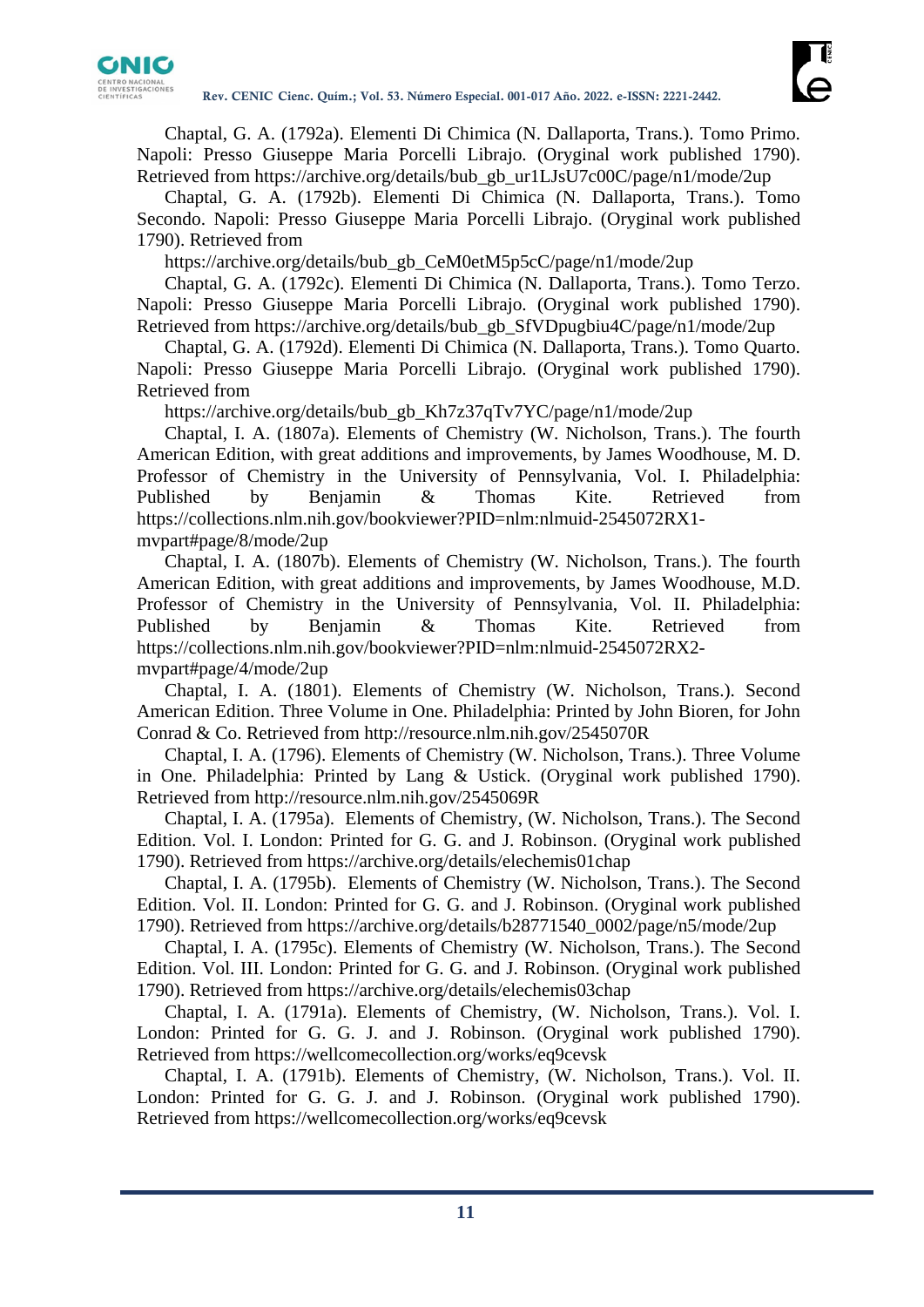Chaptal, G. A. (1792a). Elementi Di Chimica (N. Dallaporta, Trans.). Tomo Primo. Napoli: Presso Giuseppe Maria Porcelli Librajo. (Oryginal work published 1790). Retrieved from https://archive.org/details/bub_gb_ur1LJsU7c00C/page/n1/mode/2up

Chaptal, G. A. (1792b). Elementi Di Chimica (N. Dallaporta, Trans.). Tomo Secondo. Napoli: Presso Giuseppe Maria Porcelli Librajo. (Oryginal work published 1790). Retrieved from https://archive.org/details/bub_gb_CeM0etM5p5cC/page/n1/mode/2up

Chaptal, G. A. (1792c). Elementi Di Chimica (N. Dallaporta, Trans.). Tomo Terzo. Napoli: Presso Giuseppe Maria Porcelli Librajo. (Oryginal work published 1790). Retrieved from https://archive.org/details/bub_gb_SfVDpugbiu4C/page/n1/mode/2up

Chaptal, G. A. (1792d). Elementi Di Chimica (N. Dallaporta, Trans.). Tomo Quarto. Napoli: Presso Giuseppe Maria Porcelli Librajo. (Oryginal work published 1790). Retrieved from https://archive.org/details/bub_gb_Kh7z37qTv7YC/page/n1/mode/2up

Chaptal, I. A. (1807a). Elements of Chemistry (W. Nicholson, Trans.). The fourth American Edition, with great additions and improvements, by James Woodhouse, M. D. Professor of Chemistry in the University of Pennsylvania, Vol. I. Philadelphia: Published by Benjamin & Thomas Kite. Retrieved from https://collections.nlm.nih.gov/bookviewer?PID=nlm:nlmuid-2545072RX1-mvpart#page/8/mode/2up

Chaptal, I. A. (1807b). Elements of Chemistry (W. Nicholson, Trans.). The fourth American Edition, with great additions and improvements, by James Woodhouse, M.D. Professor of Chemistry in the University of Pennsylvania, Vol. II. Philadelphia: Published by Benjamin & Thomas Kite. Retrieved from https://collections.nlm.nih.gov/bookviewer?PID=nlm:nlmuid-2545072RX2-mvpart#page/4/mode/2up

Chaptal, I. A. (1801). Elements of Chemistry (W. Nicholson, Trans.). Second American Edition. Three Volume in One. Philadelphia: Printed by John Bioren, for John Conrad & Co. Retrieved from http://resource.nlm.nih.gov/2545070R

Chaptal, I. A. (1796). Elements of Chemistry (W. Nicholson, Trans.). Three Volume in One. Philadelphia: Printed by Lang & Ustick. (Oryginal work published 1790). Retrieved from http://resource.nlm.nih.gov/2545069R

Chaptal, I. A. (1795a). Elements of Chemistry, (W. Nicholson, Trans.). The Second Edition. Vol. I. London: Printed for G. G. and J. Robinson. (Oryginal work published 1790). Retrieved from https://archive.org/details/elechemis01chap

Chaptal, I. A. (1795b). Elements of Chemistry (W. Nicholson, Trans.). The Second Edition. Vol. II. London: Printed for G. G. and J. Robinson. (Oryginal work published 1790). Retrieved from https://archive.org/details/b28771540_0002/page/n5/mode/2up

Chaptal, I. A. (1795c). Elements of Chemistry (W. Nicholson, Trans.). The Second Edition. Vol. III. London: Printed for G. G. and J. Robinson. (Oryginal work published 1790). Retrieved from https://archive.org/details/elechemis03chap

Chaptal, I. A. (1791a). Elements of Chemistry, (W. Nicholson, Trans.). Vol. I. London: Printed for G. G. J. and J. Robinson. (Oryginal work published 1790). Retrieved from https://wellcomecollection.org/works/eq9cevsk

Chaptal, I. A. (1791b). Elements of Chemistry, (W. Nicholson, Trans.). Vol. II. London: Printed for G. G. J. and J. Robinson. (Oryginal work published 1790). Retrieved from https://wellcomecollection.org/works/eq9cevsk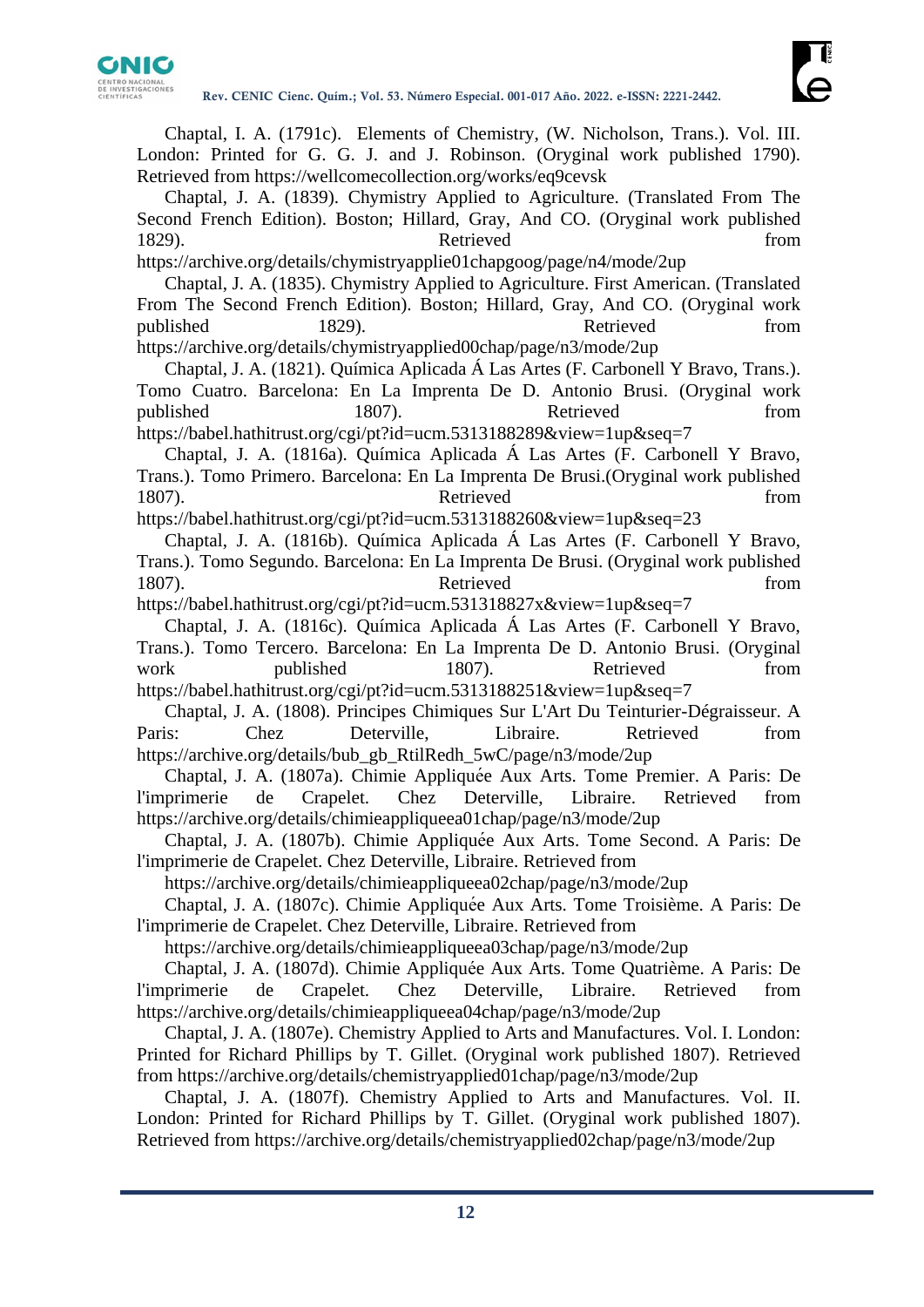Chaptal, I. A. (1791c). Elements of Chemistry, (W. Nicholson, Trans.). Vol. III. London: Printed for G. G. J. and J. Robinson. (Oryginal work published 1790). Retrieved from https://wellcomecollection.org/works/eq9cevsk

Chaptal, J. A. (1839). Chymistry Applied to Agriculture. (Translated From The Second French Edition). Boston; Hillard, Gray, And CO. (Oryginal work published 1829). Retrieved from https://archive.org/details/chymistryapplie01chapgoog/page/n4/mode/2up

Chaptal, J. A. (1835). Chymistry Applied to Agriculture. First American. (Translated From The Second French Edition). Boston; Hillard, Gray, And CO. (Oryginal work published 1829). Retrieved from https://archive.org/details/chymistryapplied00chap/page/n3/mode/2up

Chaptal, J. A. (1821). Química Aplicada Á Las Artes (F. Carbonell Y Bravo, Trans.). Tomo Cuatro. Barcelona: En La Imprenta De D. Antonio Brusi. (Oryginal work published 1807). Retrieved from https://babel.hathitrust.org/cgi/pt?id=ucm.5313188289&view=1up&seq=7

Chaptal, J. A. (1816a). Química Aplicada Á Las Artes (F. Carbonell Y Bravo, Trans.). Tomo Primero. Barcelona: En La Imprenta De Brusi.(Oryginal work published 1807). Retrieved from https://babel.hathitrust.org/cgi/pt?id=ucm.5313188260&view=1up&seq=23

Chaptal, J. A. (1816b). Química Aplicada Á Las Artes (F. Carbonell Y Bravo, Trans.). Tomo Segundo. Barcelona: En La Imprenta De Brusi. (Oryginal work published 1807). Retrieved from https://babel.hathitrust.org/cgi/pt?id=ucm.531318827x&view=1up&seq=7

Chaptal, J. A. (1816c). Química Aplicada Á Las Artes (F. Carbonell Y Bravo, Trans.). Tomo Tercero. Barcelona: En La Imprenta De D. Antonio Brusi. (Oryginal work published 1807). Retrieved from https://babel.hathitrust.org/cgi/pt?id=ucm.5313188251&view=1up&seq=7

Chaptal, J. A. (1808). Principes Chimiques Sur L'Art Du Teinturier-Dégraisseur. A Paris: Chez Deterville, Libraire. Retrieved from https://archive.org/details/bub_gb_RtilRedh_5wC/page/n3/mode/2up

Chaptal, J. A. (1807a). Chimie Appliquée Aux Arts. Tome Premier. A Paris: De l'imprimerie de Crapelet. Chez Deterville, Libraire. Retrieved from https://archive.org/details/chimieappliqueea01chap/page/n3/mode/2up

Chaptal, J. A. (1807b). Chimie Appliquée Aux Arts. Tome Second. A Paris: De l'imprimerie de Crapelet. Chez Deterville, Libraire. Retrieved from https://archive.org/details/chimieappliqueea02chap/page/n3/mode/2up

Chaptal, J. A. (1807c). Chimie Appliquée Aux Arts. Tome Troisième. A Paris: De l'imprimerie de Crapelet. Chez Deterville, Libraire. Retrieved from https://archive.org/details/chimieappliqueea03chap/page/n3/mode/2up

Chaptal, J. A. (1807d). Chimie Appliquée Aux Arts. Tome Quatrième. A Paris: De l'imprimerie de Crapelet. Chez Deterville, Libraire. Retrieved from https://archive.org/details/chimieappliqueea04chap/page/n3/mode/2up

Chaptal, J. A. (1807e). Chemistry Applied to Arts and Manufactures. Vol. I. London: Printed for Richard Phillips by T. Gillet. (Oryginal work published 1807). Retrieved from https://archive.org/details/chemistryapplied01chap/page/n3/mode/2up

Chaptal, J. A. (1807f). Chemistry Applied to Arts and Manufactures. Vol. II. London: Printed for Richard Phillips by T. Gillet. (Oryginal work published 1807). Retrieved from https://archive.org/details/chemistryapplied02chap/page/n3/mode/2up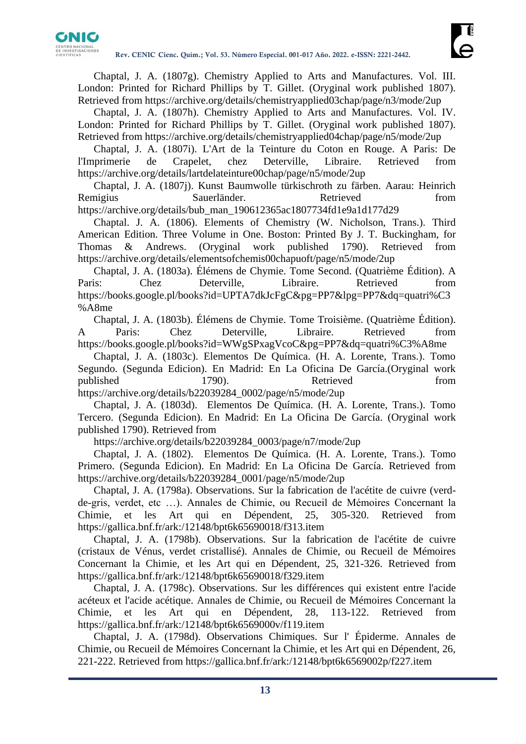Chaptal, J. A. (1807g). Chemistry Applied to Arts and Manufactures. Vol. III. London: Printed for Richard Phillips by T. Gillet. (Orygi­nal work published 1807). Retrieved from https://archive.org/details/chemistryapplied03chap/page/n3/mode/2up

Chaptal, J. A. (1807h). Chemistry Applied to Arts and Manufactures. Vol. IV. London: Printed for Richard Phillips by T. Gillet. (Orygi­nal work published 1807). Retrieved from https://archive.org/details/chemistryapplied04chap/page/n5/mode/2up

Chaptal, J. A. (1807i). L'Art de la Teinture du Coton en Rouge. A Paris: De l'Imprimerie de Crapelet, chez Deterville, Libraire. Retrieved from https://archive.org/details/lartdelateinture00chap/page/n5/mode/2up

Chaptal, J. A. (1807j). Kunst Baumwolle türkischroth zu färben. Aarau: Heinrich Remigius Sauerländer. Retrieved from https://archive.org/details/bub_man_190612365ac1807734fd1e9a1d177d29

Chaptal. J. A. (1806). Elements of Chemistry (W. Nicholson, Trans.). Third American Edition. Three Volume in One. Boston: Printed By J. T. Buckingham, for Thomas & Andrews. (Orygi­nal work published 1790). Retrieved from https://archive.org/details/elementsofchemis00chapuoft/page/n5/mode/2up

Chaptal, J. A. (1803a). Élémens de Chymie. Tome Second. (Quatrième Édition). A Paris: Chez Deterville, Libraire. Retrieved from https://books.google.pl/books?id=UPTA7dkJcFgC&pg=PP7&lpg=PP7&dq=quatri%C3%A8me

Chaptal, J. A. (1803b). Élémens de Chymie. Tome Troisième. (Quatrième Édition). A Paris: Chez Deterville, Libraire. Retrieved from https://books.google.pl/books?id=WWgSPxagVcoC&pg=PP7&dq=quatri%C3%A8me

Chaptal, J. A. (1803c). Elementos De Química. (H. A. Lorente, Trans.). Tomo Segundo. (Segunda Edicion). En Madrid: En La Oficina De García.(Orygi­nal work published 1790). Retrieved from https://archive.org/details/b22039284_0002/page/n5/mode/2up

Chaptal, J. A. (1803d). Elementos De Química. (H. A. Lorente, Trans.). Tomo Tercero. (Segunda Edicion). En Madrid: En La Oficina De García. (Orygi­nal work published 1790). Retrieved from https://archive.org/details/b22039284_0003/page/n7/mode/2up

Chaptal, J. A. (1802). Elementos De Química. (H. A. Lorente, Trans.). Tomo Primero. (Segunda Edicion). En Madrid: En La Oficina De García. Retrieved from https://archive.org/details/b22039284_0001/page/n5/mode/2up

Chaptal, J. A. (1798a). Observations. Sur la fabrication de l'acétite de cuivre (verd-de-gris, verdet, etc …). Annales de Chimie, ou Recueil de Mémoires Concernant la Chimie, et les Art qui en Dépendent, 25, 305-320. Retrieved from https://gallica.bnf.fr/ark:/12148/bpt6k65690018/f313.item

Chaptal, J. A. (1798b). Observations. Sur la fabrication de l'acétite de cuivre (cristaux de Vénus, verdet cristallisé). Annales de Chimie, ou Recueil de Mémoires Concernant la Chimie, et les Art qui en Dépendent, 25, 321-326. Retrieved from https://gallica.bnf.fr/ark:/12148/bpt6k65690018/f329.item

Chaptal, J. A. (1798c). Observations. Sur les différences qui existent entre l'acide acéteux et l'acide acétique. Annales de Chimie, ou Recueil de Mémoires Concernant la Chimie, et les Art qui en Dépendent, 28, 113-122. Retrieved from https://gallica.bnf.fr/ark:/12148/bpt6k6569000v/f119.item

Chaptal, J. A. (1798d). Observations Chimiques. Sur l' Épiderme. Annales de Chimie, ou Recueil de Mémoires Concernant la Chimie, et les Art qui en Dépendent, 26, 221-222. Retrieved from https://gallica.bnf.fr/ark:/12148/bpt6k6569002p/f227.item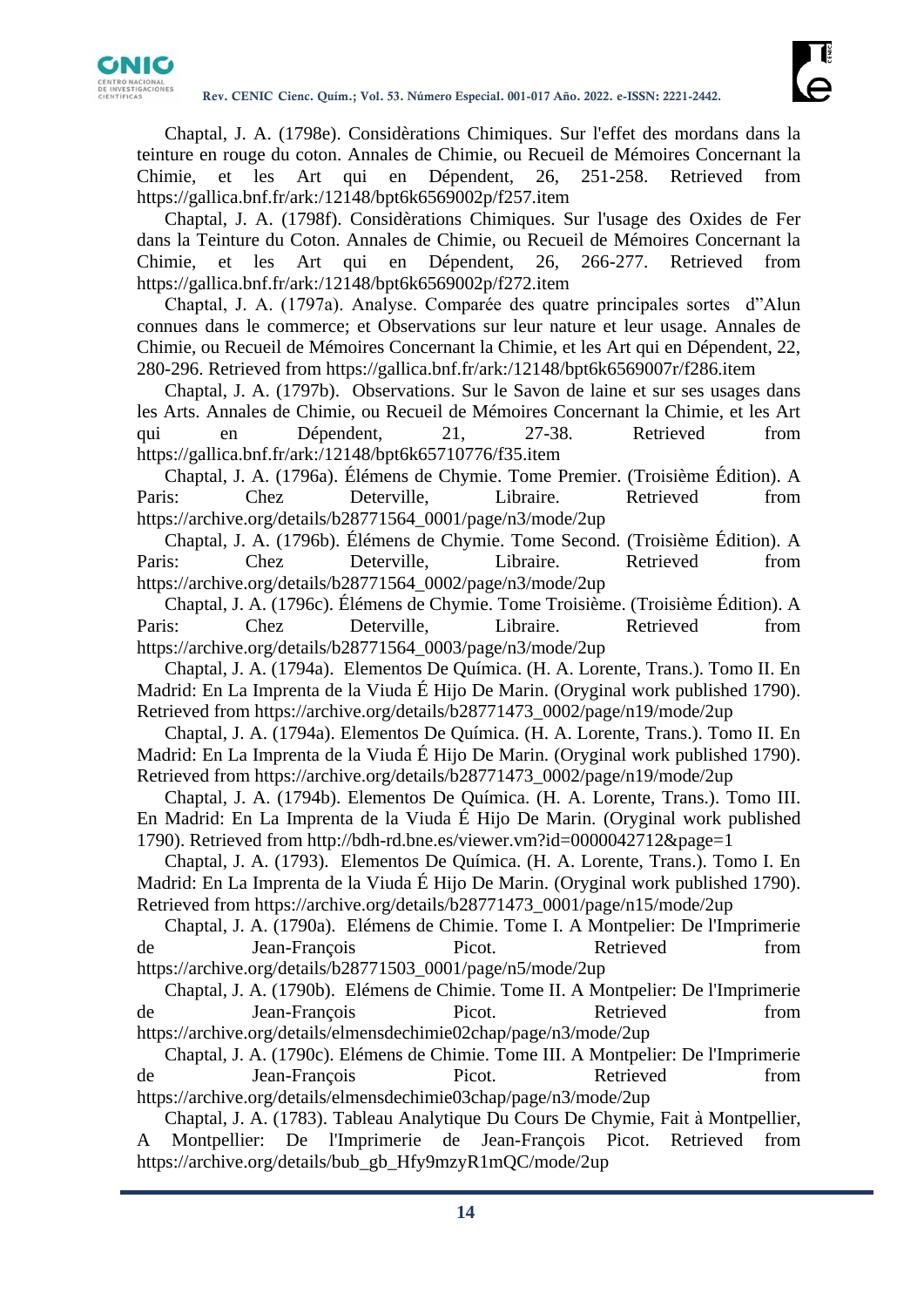Chaptal, J. A. (1798e). Considèrations Chimiques. Sur l'effet des mordans dans la teinture en rouge du coton. Annales de Chimie, ou Recueil de Mémoires Concernant la Chimie, et les Art qui en Dépendent, 26, 251-258. Retrieved from https://gallica.bnf.fr/ark:/12148/bpt6k6569002p/f257.item

Chaptal, J. A. (1798f). Considèrations Chimiques. Sur l'usage des Oxides de Fer dans la Teinture du Coton. Annales de Chimie, ou Recueil de Mémoires Concernant la Chimie, et les Art qui en Dépendent, 26, 266-277. Retrieved from https://gallica.bnf.fr/ark:/12148/bpt6k6569002p/f272.item

Chaptal, J. A. (1797a). Analyse. Comparée des quatre principales sortes d"Alun connues dans le commerce; et Observations sur leur nature et leur usage. Annales de Chimie, ou Recueil de Mémoires Concernant la Chimie, et les Art qui en Dépendent, 22, 280-296. Retrieved from https://gallica.bnf.fr/ark:/12148/bpt6k6569007r/f286.item

Chaptal, J. A. (1797b). Observations. Sur le Savon de laine et sur ses usages dans les Arts. Annales de Chimie, ou Recueil de Mémoires Concernant la Chimie, et les Art qui en Dépendent, 21, 27-38. Retrieved from https://gallica.bnf.fr/ark:/12148/bpt6k65710776/f35.item

Chaptal, J. A. (1796a). Élémens de Chymie. Tome Premier. (Troisième Édition). A Paris: Chez Deterville, Libraire. Retrieved from https://archive.org/details/b28771564_0001/page/n3/mode/2up

Chaptal, J. A. (1796b). Élémens de Chymie. Tome Second. (Troisième Édition). A Paris: Chez Deterville, Libraire. Retrieved from https://archive.org/details/b28771564_0002/page/n3/mode/2up

Chaptal, J. A. (1796c). Élémens de Chymie. Tome Troisième. (Troisième Édition). A Paris: Chez Deterville, Libraire. Retrieved from https://archive.org/details/b28771564_0003/page/n3/mode/2up

Chaptal, J. A. (1794a). Elementos De Química. (H. A. Lorente, Trans.). Tomo II. En Madrid: En La Imprenta de la Viuda É Hijo De Marin. (Oryginal work published 1790). Retrieved from https://archive.org/details/b28771473_0002/page/n19/mode/2up

Chaptal, J. A. (1794a). Elementos De Química. (H. A. Lorente, Trans.). Tomo II. En Madrid: En La Imprenta de la Viuda É Hijo De Marin. (Oryginal work published 1790). Retrieved from https://archive.org/details/b28771473_0002/page/n19/mode/2up

Chaptal, J. A. (1794b). Elementos De Química. (H. A. Lorente, Trans.). Tomo III. En Madrid: En La Imprenta de la Viuda É Hijo De Marin. (Oryginal work published 1790). Retrieved from http://bdh-rd.bne.es/viewer.vm?id=0000042712&page=1

Chaptal, J. A. (1793). Elementos De Química. (H. A. Lorente, Trans.). Tomo I. En Madrid: En La Imprenta de la Viuda É Hijo De Marin. (Oryginal work published 1790). Retrieved from https://archive.org/details/b28771473_0001/page/n15/mode/2up

Chaptal, J. A. (1790a). Élémens de Chimie. Tome I. A Montpelier: De l'Imprimerie de Jean-François Picot. Retrieved from https://archive.org/details/b28771503_0001/page/n5/mode/2up

Chaptal, J. A. (1790b). Élémens de Chimie. Tome II. A Montpelier: De l'Imprimerie de Jean-François Picot. Retrieved from https://archive.org/details/elmensdechimie02chap/page/n3/mode/2up

Chaptal, J. A. (1790c). Élémens de Chimie. Tome III. A Montpelier: De l'Imprimerie de Jean-François Picot. Retrieved from https://archive.org/details/elmensdechimie03chap/page/n3/mode/2up

Chaptal, J. A. (1783). Tableau Analytique Du Cours De Chymie, Fait à Montpellier, A Montpellier: De l'Imprimerie de Jean-François Picot. Retrieved from https://archive.org/details/bub_gb_Hfy9mzyR1mQC/mode/2up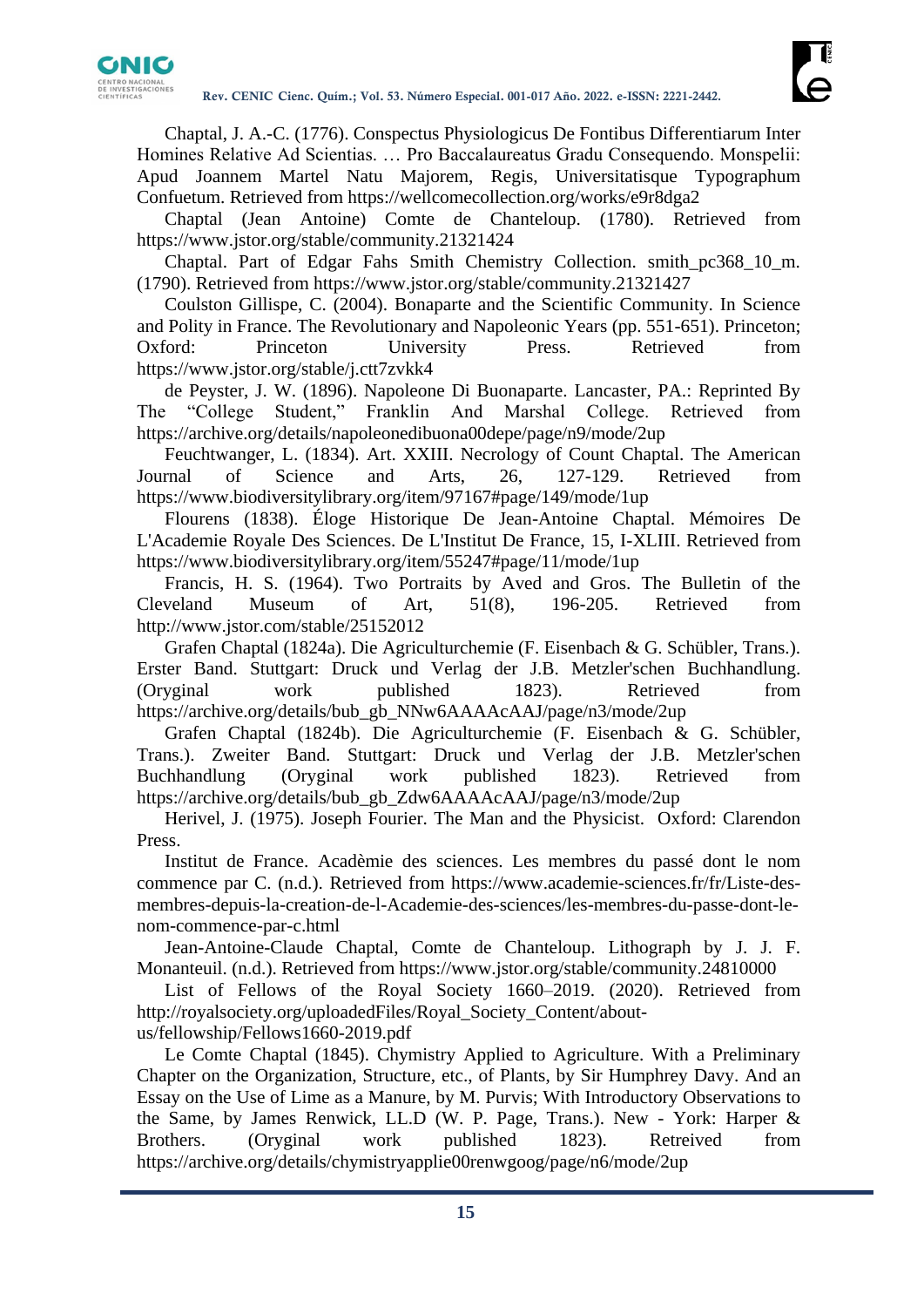Chaptal, J. A.-C. (1776). Conspectus Physiologicus De Fontibus Differentiarum Inter Homines Relative Ad Scientias. … Pro Baccalaureatus Gradu Consequendo. Monspelii: Apud Joannem Martel Natu Majorem, Regis, Universitatisque Typographum Confuetum. Retrieved from https://wellcomecollection.org/works/e9r8dga2

Chaptal (Jean Antoine) Comte de Chanteloup. (1780). Retrieved from https://www.jstor.org/stable/community.21321424

Chaptal. Part of Edgar Fahs Smith Chemistry Collection. smith_pc368_10_m. (1790). Retrieved from https://www.jstor.org/stable/community.21321427

Coulston Gillispe, C. (2004). Bonaparte and the Scientific Community. In Science and Polity in France. The Revolutionary and Napoleonic Years (pp. 551-651). Princeton; Oxford: Princeton University Press. Retrieved from https://www.jstor.org/stable/j.ctt7zvkk4

de Peyster, J. W. (1896). Napoleone Di Buonaparte. Lancaster, PA.: Reprinted By The "College Student," Franklin And Marshal College. Retrieved from https://archive.org/details/napoleonedibuona00depe/page/n9/mode/2up

Feuchtwanger, L. (1834). Art. XXIII. Necrology of Count Chaptal. The American Journal of Science and Arts, 26, 127-129. Retrieved from https://www.biodiversitylibrary.org/item/97167#page/149/mode/1up

Flourens (1838). Éloge Historique De Jean-Antoine Chaptal. Mémoires De L'Academie Royale Des Sciences. De L'Institut De France, 15, I-XLIII. Retrieved from https://www.biodiversitylibrary.org/item/55247#page/11/mode/1up

Francis, H. S. (1964). Two Portraits by Aved and Gros. The Bulletin of the Cleveland Museum of Art, 51(8), 196-205. Retrieved from http://www.jstor.com/stable/25152012

Grafen Chaptal (1824a). Die Agriculturchemie (F. Eisenbach & G. Schübler, Trans.). Erster Band. Stuttgart: Druck und Verlag der J.B. Metzler'schen Buchhandlung. (Oryginal work published 1823). Retrieved from https://archive.org/details/bub_gb_NNw6AAAAcAAJ/page/n3/mode/2up

Grafen Chaptal (1824b). Die Agriculturchemie (F. Eisenbach & G. Schübler, Trans.). Zweiter Band. Stuttgart: Druck und Verlag der J.B. Metzler'schen Buchhandlung (Oryginal work published 1823). Retrieved from https://archive.org/details/bub_gb_Zdw6AAAAcAAJ/page/n3/mode/2up

Herivel, J. (1975). Joseph Fourier. The Man and the Physicist. Oxford: Clarendon Press.

Institut de France. Acadèmie des sciences. Les membres du passé dont le nom commence par C. (n.d.). Retrieved from https://www.academie-sciences.fr/fr/Liste-des-membres-depuis-la-creation-de-l-Academie-des-sciences/les-membres-du-passe-dont-le-nom-commence-par-c.html

Jean-Antoine-Claude Chaptal, Comte de Chanteloup. Lithograph by J. J. F. Monanteuil. (n.d.). Retrieved from https://www.jstor.org/stable/community.24810000

List of Fellows of the Royal Society 1660–2019. (2020). Retrieved from http://royalsociety.org/uploadedFiles/Royal_Society_Content/about-us/fellowship/Fellows1660-2019.pdf

Le Comte Chaptal (1845). Chymistry Applied to Agriculture. With a Preliminary Chapter on the Organization, Structure, etc., of Plants, by Sir Humphrey Davy. And an Essay on the Use of Lime as a Manure, by M. Purvis; With Introductory Observations to the Same, by James Renwick, LL.D (W. P. Page, Trans.). New - York: Harper & Brothers. (Oryginal work published 1823). Retreived from https://archive.org/details/chymistryapplie00renwgoog/page/n6/mode/2up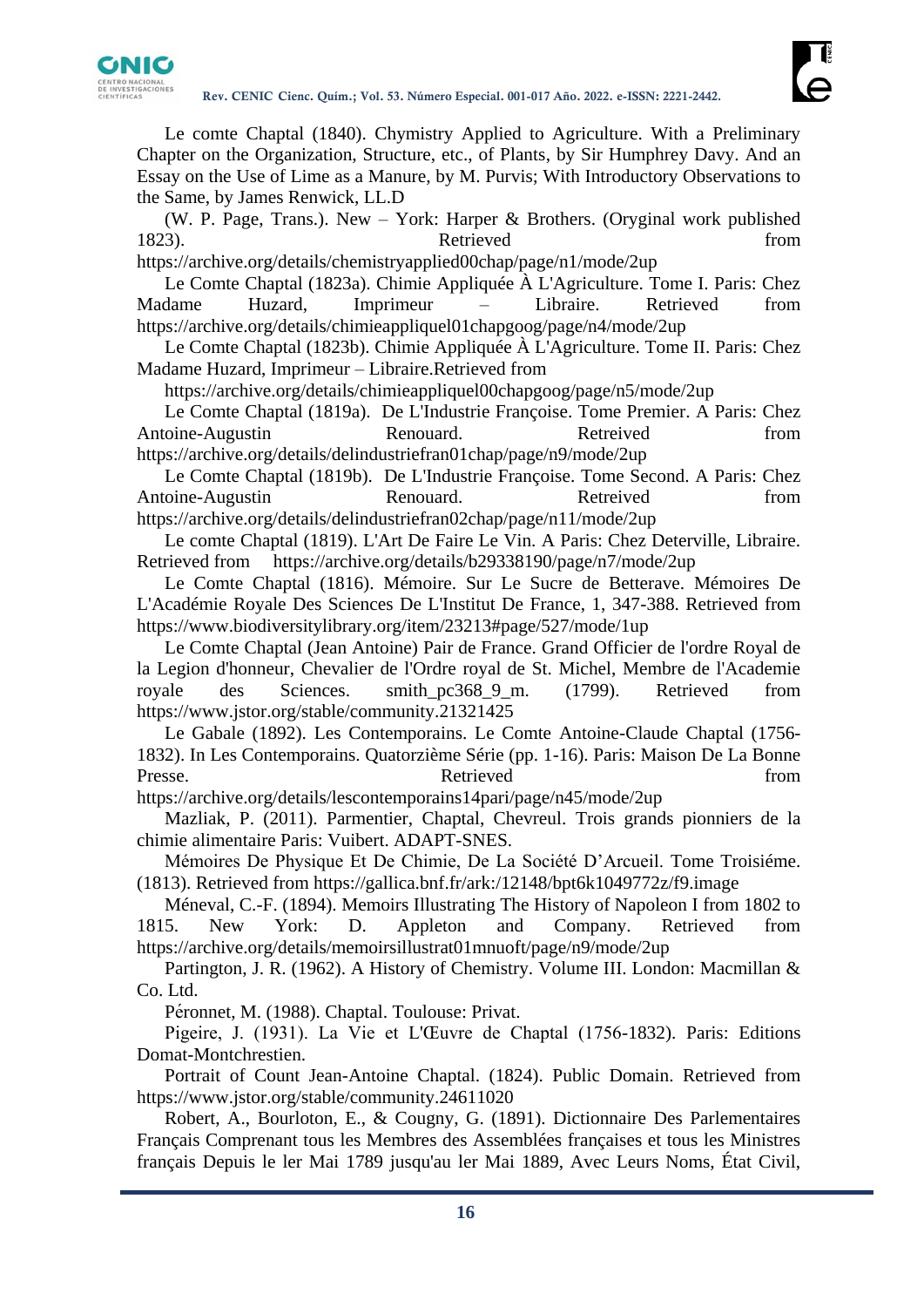Le comte Chaptal (1840). Chymistry Applied to Agriculture. With a Preliminary Chapter on the Organization, Structure, etc., of Plants, by Sir Humphrey Davy. And an Essay on the Use of Lime as a Manure, by M. Purvis; With Introductory Observations to the Same, by James Renwick, LL.D

(W. P. Page, Trans.). New – York: Harper & Brothers. (Oryginal work published 1823). Retrieved from https://archive.org/details/chemistryapplied00chap/page/n1/mode/2up

Le Comte Chaptal (1823a). Chimie Appliquée À L'Agriculture. Tome I. Paris: Chez Madame Huzard, Imprimeur – Libraire. Retrieved from https://archive.org/details/chimieappliquel01chapgoog/page/n4/mode/2up

Le Comte Chaptal (1823b). Chimie Appliquée À L'Agriculture. Tome II. Paris: Chez Madame Huzard, Imprimeur – Libraire.Retrieved from

https://archive.org/details/chimieappliquel00chapgoog/page/n5/mode/2up

Le Comte Chaptal (1819a). De L'Industrie Françoise. Tome Premier. A Paris: Chez Antoine-Augustin Renouard. Retreived from https://archive.org/details/delindustriefran01chap/page/n9/mode/2up

Le Comte Chaptal (1819b). De L'Industrie Françoise. Tome Second. A Paris: Chez Antoine-Augustin Renouard. Retreived from https://archive.org/details/delindustriefran02chap/page/n11/mode/2up

Le comte Chaptal (1819). L'Art De Faire Le Vin. A Paris: Chez Deterville, Libraire. Retrieved from https://archive.org/details/b29338190/page/n7/mode/2up

Le Comte Chaptal (1816). Mémoire. Sur Le Sucre de Betterave. Mémoires De L'Académie Royale Des Sciences De L'Institut De France, 1, 347-388. Retrieved from https://www.biodiversitylibrary.org/item/23213#page/527/mode/1up

Le Comte Chaptal (Jean Antoine) Pair de France. Grand Officier de l'ordre Royal de la Legion d'honneur, Chevalier de l'Ordre royal de St. Michel, Membre de l'Academie royale des Sciences. smith_pc368_9_m. (1799). Retrieved from https://www.jstor.org/stable/community.21321425

Le Gabale (1892). Les Contemporains. Le Comte Antoine-Claude Chaptal (1756-1832). In Les Contemporains. Quatorzième Série (pp. 1-16). Paris: Maison De La Bonne Presse. Retrieved from https://archive.org/details/lescontemporains14pari/page/n45/mode/2up

Mazliak, P. (2011). Parmentier, Chaptal, Chevreul. Trois grands pionniers de la chimie alimentaire Paris: Vuibert. ADAPT-SNES.

Mémoires De Physique Et De Chimie, De La Société D'Arcueil. Tome Troisiéme. (1813). Retrieved from https://gallica.bnf.fr/ark:/12148/bpt6k1049772z/f9.image

Méneval, C.-F. (1894). Memoirs Illustrating The History of Napoleon I from 1802 to 1815. New York: D. Appleton and Company. Retrieved from https://archive.org/details/memoirsillustrat01mnuoft/page/n9/mode/2up

Partington, J. R. (1962). A History of Chemistry. Volume III. London: Macmillan & Co. Ltd.

Péronnet, M. (1988). Chaptal. Toulouse: Privat.

Pigeire, J. (1931). La Vie et L'Œuvre de Chaptal (1756-1832). Paris: Editions Domat-Montchrestien.

Portrait of Count Jean-Antoine Chaptal. (1824). Public Domain. Retrieved from https://www.jstor.org/stable/community.24611020

Robert, A., Bourloton, E., & Cougny, G. (1891). Dictionnaire Des Parlementaires Français Comprenant tous les Membres des Assemblées françaises et tous les Ministres français Depuis le ler Mai 1789 jusqu'au ler Mai 1889, Avec Leurs Noms, État Civil,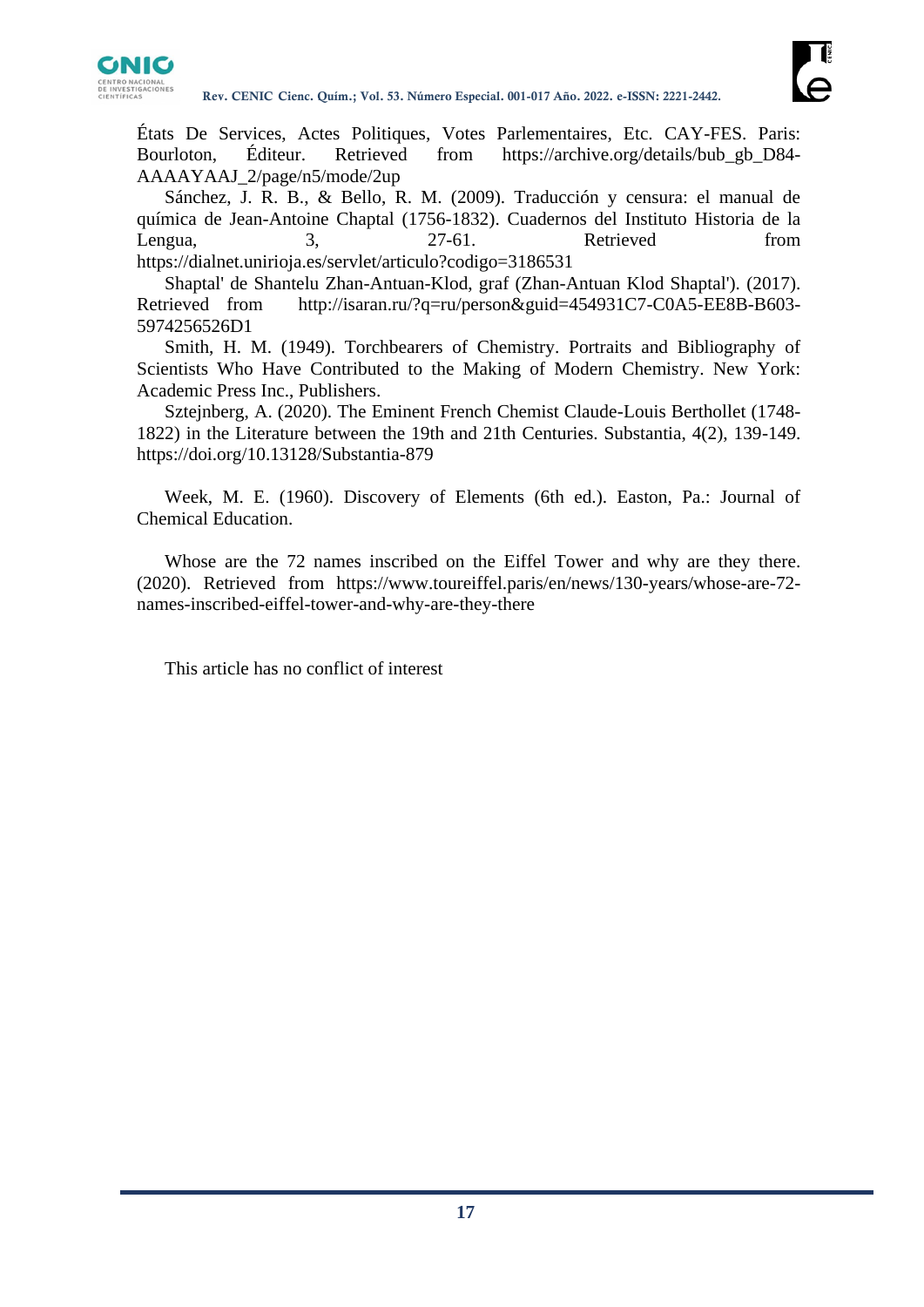États De Services, Actes Politiques, Votes Parlementaires, Etc. CAY-FES. Paris: Bourloton, Éditeur. Retrieved from https://archive.org/details/bub_gb_D84-AAAAYAAJ_2/page/n5/mode/2up

Sánchez, J. R. B., & Bello, R. M. (2009). Traducción y censura: el manual de química de Jean-Antoine Chaptal (1756-1832). Cuadernos del Instituto Historia de la Lengua, 3, 27-61. Retrieved from https://dialnet.unirioja.es/servlet/articulo?codigo=3186531

Shaptal' de Shantelu Zhan-Antuan-Klod, graf (Zhan-Antuan Klod Shaptal'). (2017). Retrieved from http://isaran.ru/?q=ru/person&guid=454931C7-C0A5-EE8B-B603-5974256526D1

Smith, H. M. (1949). Torchbearers of Chemistry. Portraits and Bibliography of Scientists Who Have Contributed to the Making of Modern Chemistry. New York: Academic Press Inc., Publishers.

Sztejnberg, A. (2020). The Eminent French Chemist Claude-Louis Berthollet (1748-1822) in the Literature between the 19th and 21th Centuries. Substantia, 4(2), 139-149. https://doi.org/10.13128/Substantia-879

Week, M. E. (1960). Discovery of Elements (6th ed.). Easton, Pa.: Journal of Chemical Education.

Whose are the 72 names inscribed on the Eiffel Tower and why are they there. (2020). Retrieved from https://www.toureiffel.paris/en/news/130-years/whose-are-72-names-inscribed-eiffel-tower-and-why-are-they-there

This article has no conflict of interest